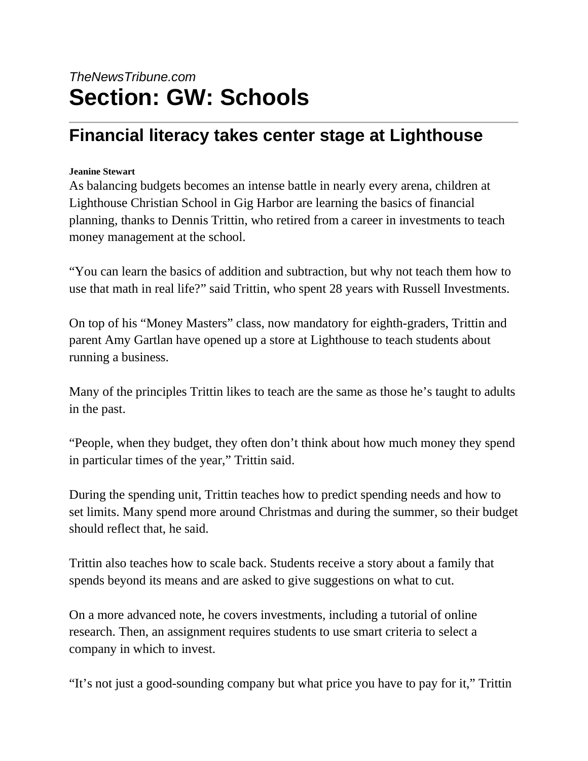*TheNewsTribune.com*

# Section: GW: Schools

## Financial literacy takes center stage at Lighthouse

**Jeanine Stewart**

As balancing budgets becomes an intense battle in nearly every arena, children at Lighthouse Christian School in Gig Harbor are learning the basics of financial planning, thanks to Dennis Trittin, who retired from a career in investments to teach money management at the school.

"You can learn the basics of addition and subtraction, but why not teach them how to use that math in real life?" said Trittin, who spent 28 years with Russell Investments.

On top of his "Money Masters" class, now mandatory for eighth-graders, Trittin and parent Amy Gartlan have opened up a store at Lighthouse to teach students about running a business.

Many of the principles Trittin likes to teach are the same as those he's taught to adults in the past.

"People, when they budget, they often don't think about how much money they spend in particular times of the year," Trittin said.

During the spending unit, Trittin teaches how to predict spending needs and how to set limits. Many spend more around Christmas and during the summer, so their budget should reflect that, he said.

Trittin also teaches how to scale back. Students receive a story about a family that spends beyond its means and are asked to give suggestions on what to cut.

On a more advanced note, he covers investments, including a tutorial of online research. Then, an assignment requires students to use smart criteria to select a company in which to invest.

"It's not just a good-sounding company but what price you have to pay for it," Trittin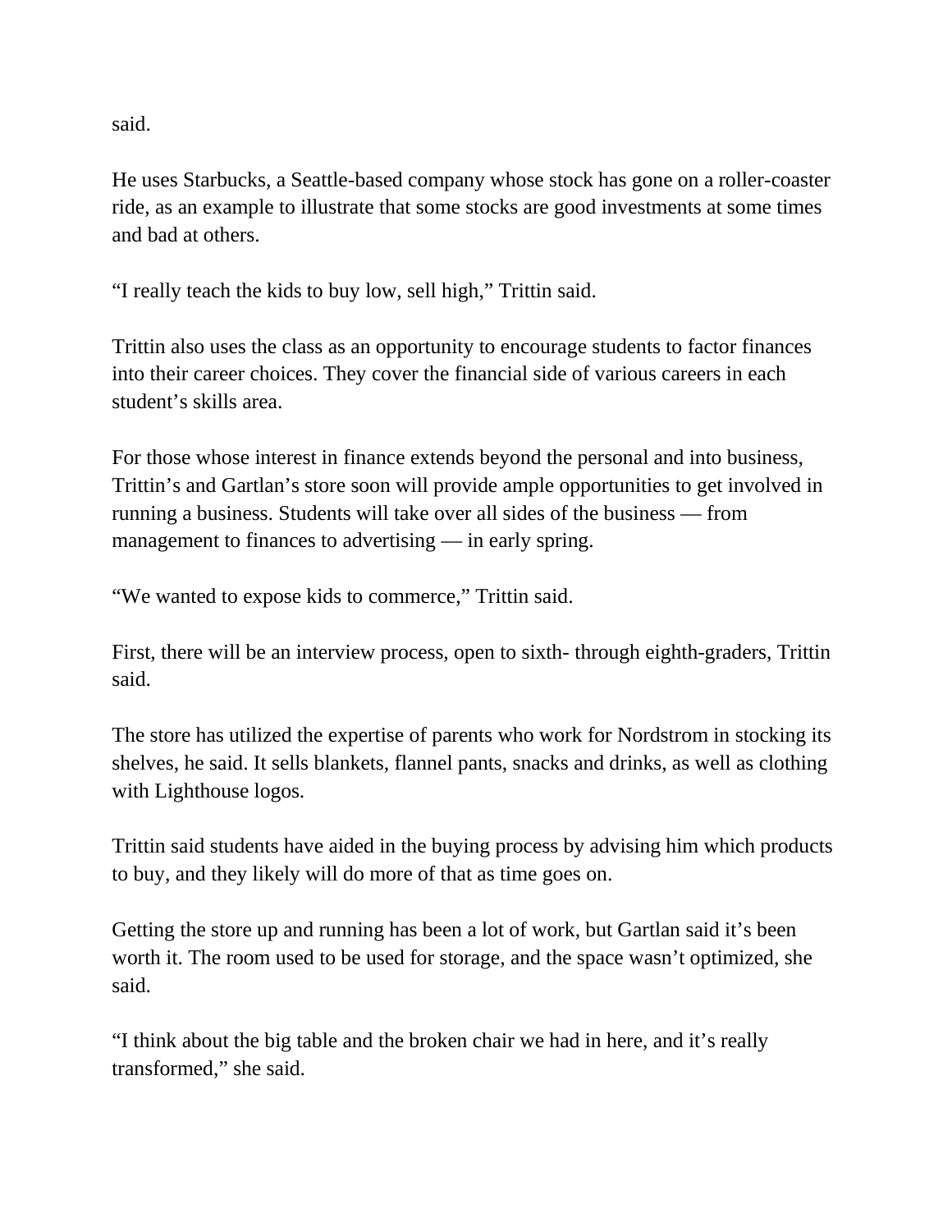said.

He uses Starbucks, a Seattle-based company whose stock has gone on a roller-coaster ride, as an example to illustrate that some stocks are good investments at some times and bad at others.

“I really teach the kids to buy low, sell high,” Trittin said.

Trittin also uses the class as an opportunity to encourage students to factor finances into their career choices. They cover the financial side of various careers in each student’s skills area.

For those whose interest in finance extends beyond the personal and into business, Trittin’s and Gartlan’s store soon will provide ample opportunities to get involved in running a business. Students will take over all sides of the business — from management to finances to advertising — in early spring.

“We wanted to expose kids to commerce,” Trittin said.

First, there will be an interview process, open to sixth- through eighth-graders, Trittin said.

The store has utilized the expertise of parents who work for Nordstrom in stocking its shelves, he said. It sells blankets, flannel pants, snacks and drinks, as well as clothing with Lighthouse logos.

Trittin said students have aided in the buying process by advising him which products to buy, and they likely will do more of that as time goes on.

Getting the store up and running has been a lot of work, but Gartlan said it’s been worth it. The room used to be used for storage, and the space wasn’t optimized, she said.

“I think about the big table and the broken chair we had in here, and it’s really transformed,” she said.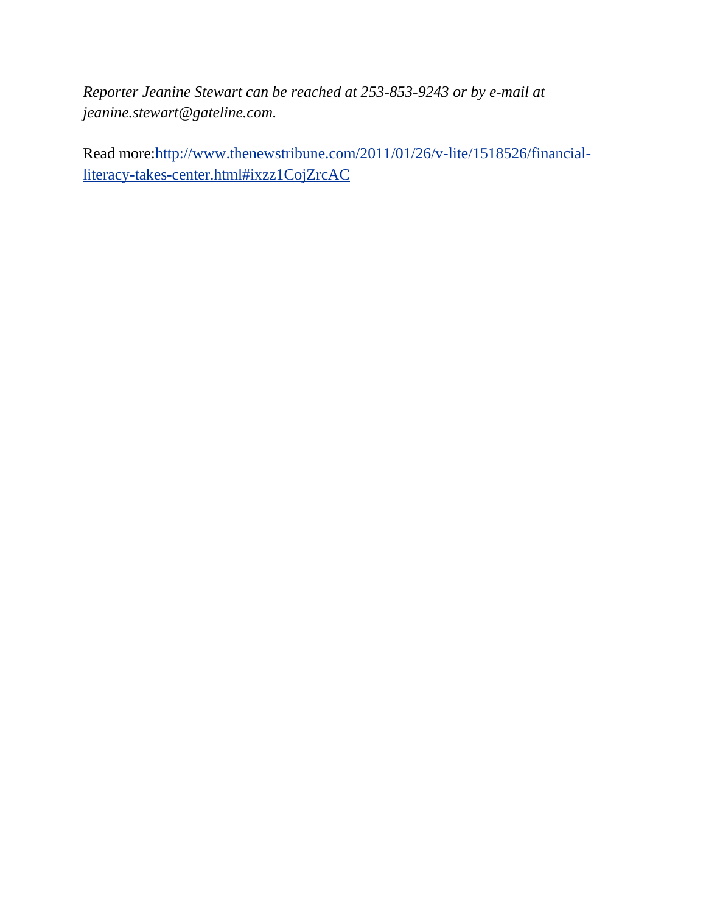*Reporter Jeanine Stewart can be reached at 253-853-9243 or by e-mail at jeanine.stewart@gateline.com.*

Read more:[http://www.thenewstribune.com/2011/01/26/v-lite/1518526/financial-literacy-takes-center.html#ixzz1CojZrcAC](http://www.thenewstribune.com/2011/01/26/v-lite/1518526/financial-literacy-takes-center.html#ixzz1CojZrcAC)